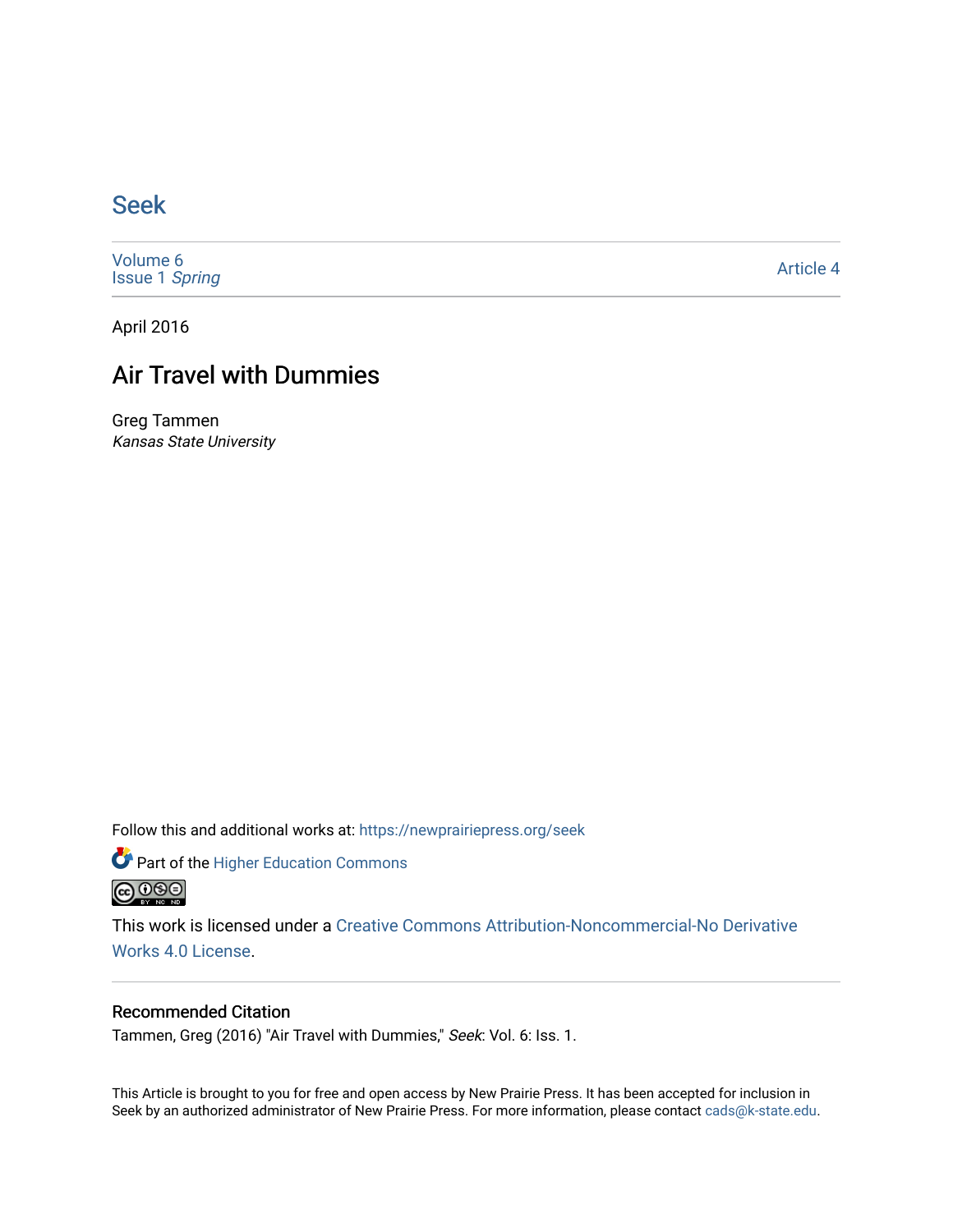# Seek

Volume 6
Issue 1 *Spring*

Article 4

April 2016

## Air Travel with Dummies

Greg Tammen
*Kansas State University*

Follow this and additional works at: https://newprairiepress.org/seek

Part of the Higher Education Commons

This work is licensed under a Creative Commons Attribution-Noncommercial-No Derivative Works 4.0 License.

### Recommended Citation

Tammen, Greg (2016) "Air Travel with Dummies," *Seek*: Vol. 6: Iss. 1.

This Article is brought to you for free and open access by New Prairie Press. It has been accepted for inclusion in Seek by an authorized administrator of New Prairie Press. For more information, please contact cads@k-state.edu.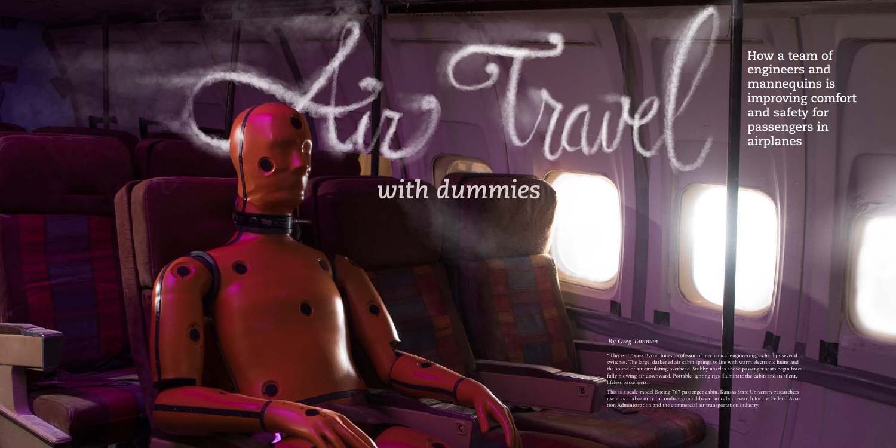# Air Travel *with dummies*

**How a team of engineers and mannequins is improving comfort and safety for passengers in airplanes**

*By Greg Tammen*

"This is it," says Byron Jones, professor of mechanical engineering, as he flips several switches. The large, darkened air cabin springs to life with warm electronic hums and the sound of air circulating overhead. Stubby nozzles above passenger seats begin forcefully blowing air downward. Portable lighting rigs illuminate the cabin and its silent, lifeless passengers.

This is a scale-model Boeing 767 passenger cabin. Kansas State University researchers use it as a laboratory to conduct ground-based air cabin research for the Federal Aviation Administration and the commercial air transportation industry.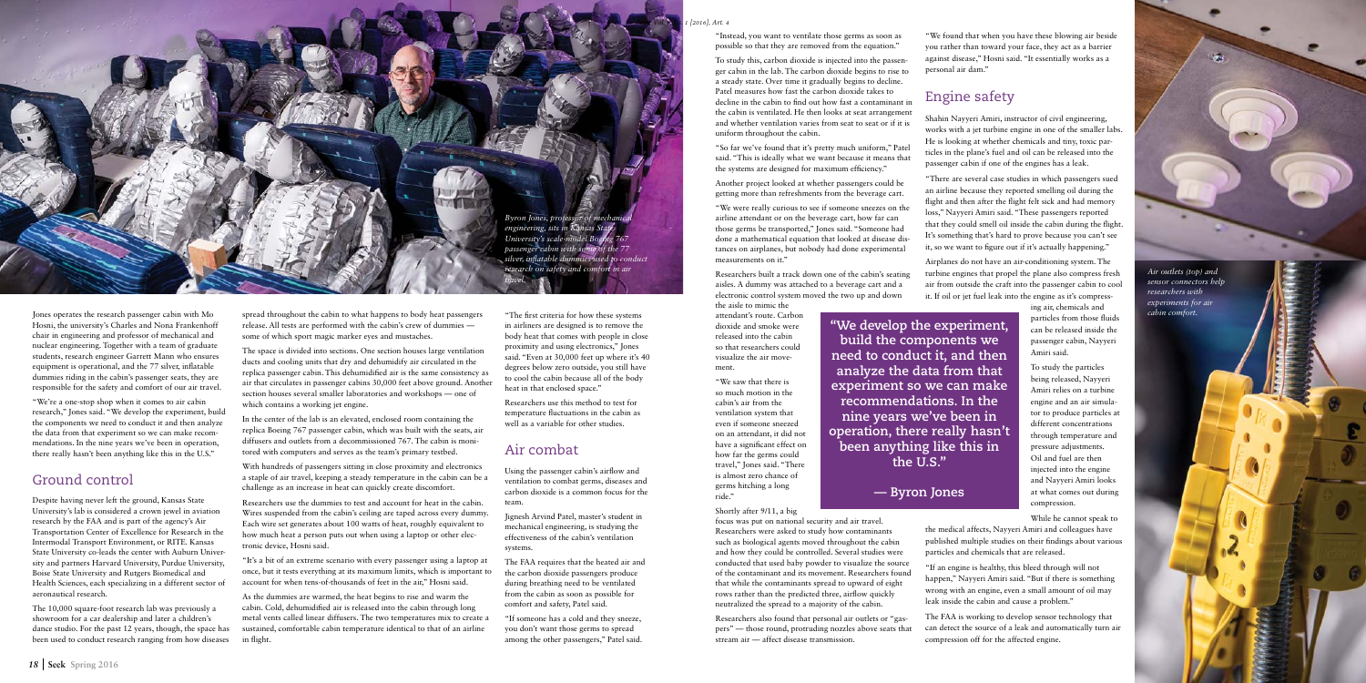*Byron Jones, professor of mechanical engineering, sits in Kansas State University's scale-model Boeing 767 passenger cabin with some of the 77 silver, inflatable dummies used to conduct research on safety and comfort in air travel.*

Jones operates the research passenger cabin with Mo Hosni, the university's Charles and Nona Frankenhoff chair in engineering and professor of mechanical and nuclear engineering. Together with a team of graduate students, research engineer Garrett Mann who ensures equipment is operational, and the 77 silver, inflatable dummies riding in the cabin's passenger seats, they are responsible for the safety and comfort of our air travel.

"We're a one-stop shop when it comes to air cabin research," Jones said. "We develop the experiment, build the components we need to conduct it, and then analyze the data from that experiment so we can make recommendations. In the nine years we've been in operation, there really hasn't been anything like this in the U.S."

## Ground control

Despite having never left the ground, Kansas State University's lab is considered a crown jewel in aviation research by the FAA and is part of the agency's Air Transportation Center of Excellence for Research in the Intermodal Transport Environment, or RITE. Kansas State University co-leads the center with Auburn University and partners Harvard University, Purdue University, Boise State University and Rutgers Biomedical and Health Sciences, each specializing in a different sector of aeronautical research.

The 10,000 square-foot research lab was previously a showroom for a car dealership and later a children's dance studio. For the past 12 years, though, the space has been used to conduct research ranging from how diseases spread throughout the cabin to what happens to body heat passengers release. All tests are performed with the cabin's crew of dummies — some of which sport magic marker eyes and mustaches.

The space is divided into sections. One section houses large ventilation ducts and cooling units that dry and dehumidify air circulated in the replica passenger cabin. This dehumidified air is the same consistency as air that circulates in passenger cabins 30,000 feet above ground. Another section houses several smaller laboratories and workshops — one of which contains a working jet engine.

In the center of the lab is an elevated, enclosed room containing the replica Boeing 767 passenger cabin, which was built with the seats, air diffusers and outlets from a decommissioned 767. The cabin is monitored with computers and serves as the team's primary testbed.

With hundreds of passengers sitting in close proximity and electronics a staple of air travel, keeping a steady temperature in the cabin can be a challenge as an increase in heat can quickly create discomfort.

Researchers use the dummies to test and account for heat in the cabin. Wires suspended from the cabin's ceiling are taped across every dummy. Each wire set generates about 100 watts of heat, roughly equivalent to how much heat a person puts out when using a laptop or other electronic device, Hosni said.

"It's a bit of an extreme scenario with every passenger using a laptop at once, but it tests everything at its maximum limits, which is important to account for when tens-of-thousands of feet in the air," Hosni said.

As the dummies are warmed, the heat begins to rise and warm the cabin. Cold, dehumidified air is released into the cabin through long metal vents called linear diffusers. The two temperatures mix to create a sustained, comfortable cabin temperature identical to that of an airline in flight.

"The first criteria for how these systems in airliners are designed is to remove the body heat that comes with people in close proximity and using electronics," Jones said. "Even at 30,000 feet up where it's 40 degrees below zero outside, you still have to cool the cabin because all of the body heat in that enclosed space."

Researchers use this method to test for temperature fluctuations in the cabin as well as a variable for other studies.

## Air combat

Using the passenger cabin's airflow and ventilation to combat germs, diseases and carbon dioxide is a common focus for the team.

Jignesh Arvind Patel, master's student in mechanical engineering, is studying the effectiveness of the cabin's ventilation systems.

The FAA requires that the heated air and the carbon dioxide passengers produce during breathing need to be ventilated from the cabin as soon as possible for comfort and safety, Patel said.

"If someone has a cold and they sneeze, you don't want those germs to spread among the other passengers," Patel said. "Instead, you want to ventilate those germs as soon as possible so that they are removed from the equation."

To study this, carbon dioxide is injected into the passenger cabin in the lab. The carbon dioxide begins to rise to a steady state. Over time it gradually begins to decline. Patel measures how fast the carbon dioxide takes to decline in the cabin to find out how fast a contaminant in the cabin is ventilated. He then looks at seat arrangement and whether ventilation varies from seat to seat or if it is uniform throughout the cabin.

"So far we've found that it's pretty much uniform," Patel said. "This is ideally what we want because it means that the systems are designed for maximum efficiency."

Another project looked at whether passengers could be getting more than refreshments from the beverage cart.

"We were really curious to see if someone sneezes on the airline attendant or on the beverage cart, how far can those germs be transported," Jones said. "Someone had done a mathematical equation that looked at disease distances on airplanes, but nobody had done experimental measurements on it."

Researchers built a track down one of the cabin's seating aisles. A dummy was attached to a beverage cart and a electronic control system moved the two up and down the aisle to mimic the attendant's route. Carbon dioxide and smoke were released into the cabin so that researchers could visualize the air movement.

"We saw that there is so much motion in the cabin's air from the ventilation system that even if someone sneezed on an attendant, it did not have a significant effect on how far the germs could travel," Jones said. "There is almost zero chance of germs hitching a long ride."

**"We develop the experiment, build the components we need to conduct it, and then analyze the data from that experiment so we can make recommendations. In the nine years we've been in operation, there really hasn't been anything like this in the U.S."**

**— Byron Jones**

Shortly after 9/11, a big focus was put on national security and air travel. Researchers were asked to study how contaminants such as biological agents moved throughout the cabin and how they could be controlled. Several studies were conducted that used baby powder to visualize the source of the contaminant and its movement. Researchers found that while the contaminants spread to upward of eight rows rather than the predicted three, airflow quickly neutralized the spread to a majority of the cabin.

Researchers also found that personal air outlets or "gaspers" — those round, protruding nozzles above seats that stream air — affect disease transmission.

"We found that when you have these blowing air beside you rather than toward your face, they act as a barrier against disease," Hosni said. "It essentially works as a personal air dam."

## Engine safety

Shahin Nayyeri Amiri, instructor of civil engineering, works with a jet turbine engine in one of the smaller labs. He is looking at whether chemicals and tiny, toxic particles in the plane's fuel and oil can be released into the passenger cabin if one of the engines has a leak.

"There are several case studies in which passengers sued an airline because they reported smelling oil during the flight and then after the flight felt sick and had memory loss," Nayyeri Amiri said. "These passengers reported that they could smell oil inside the cabin during the flight. It's something that's hard to prove because you can't see it, so we want to figure out if it's actually happening."

Airplanes do not have an air-conditioning system. The turbine engines that propel the plane also compress fresh air from outside the craft into the passenger cabin to cool it. If oil or jet fuel leak into the engine as it's compressing air, chemicals and particles from those fluids can be released inside the passenger cabin, Nayyeri Amiri said.

To study the particles being released, Nayyeri Amiri relies on a turbine engine and an air simulator to produce particles at different concentrations through temperature and pressure adjustments. Oil and fuel are then injected into the engine and Nayyeri Amiri looks at what comes out during compression.

While he cannot speak to the medical affects, Nayyeri Amiri and colleagues have published multiple studies on their findings about various particles and chemicals that are released.

"If an engine is healthy, this bleed through will not happen," Nayyeri Amiri said. "But if there is something wrong with an engine, even a small amount of oil may leak inside the cabin and cause a problem."

The FAA is working to develop sensor technology that can detect the source of a leak and automatically turn air compression off for the affected engine.

*Air outlets (top) and sensor connectors help researchers with experiments for air cabin comfort.*